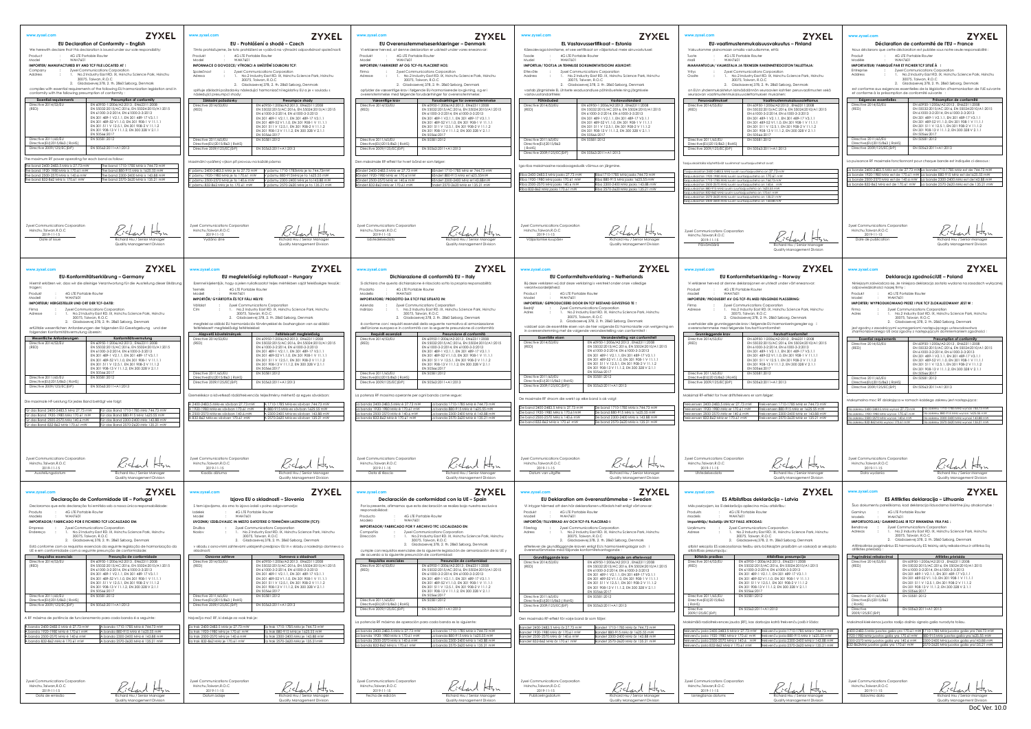# EU Declaration of Conformity – English

We herewith declare that this declaration is issued under our sole responsibility:

Product : 4G LTE Portable Router
Model : WAH7601

**IMPORTER/ MANUFACTURED BY AND TCF FILE LOCATED AT :**

Company : Zyxel Communications Corporation
Address : 1. No.2 Industry East RD. IX, Hsinchu Science Park, Hsinchu 30075, Taiwan, R.O.C.
2. Gladsaxevej 378, 2. th. 2860 Søborg, Denmark

complies with essential requirements of the following EU harmonization legislation and in conformity with the following presumption of conformity :

| Essential requirements | Presumption of conformity |
|---|---|
| Directive 2014/53/EU (RED) | EN 60950-1:2006/A2:2013 , EN62311:2008<br>EN 55032:2015/AC:2016, EN 55024:2010/A1:2015<br>EN 61000-3-2:2014, EN 61000-3-3:2013<br>EN 301 489-1 V2.1.1, EN 301 489-17 V3.1.1<br>EN 301 489-52 V1.1.0, EN 301 908-1 V 11.1.1<br>EN 301 511 V 12.5.1, EN 301 908-2 V 11.1.2<br>EN 301 908-13 V 11.1.2, EN 300 328 V 2.1.1<br>EN 50566:2017 |
| Directive 2011/65/EU Directive(EU)2015/863 ( RoHS) | EN 50581:2012 |
| Directive 2009/125/EC(ErP) | EN 50563:2011+A1:2013 |

The maximum RF power operating for each band as follow:

| | |
|---|---|
| The band 2400-2483.5 MHz is 27.73 mW | The band 1710-1785 MHz is 744.73 mW |
| The band 1920-1980 MHz is 170.61 mW | The band 880-915 MHz is 1625.55 mW |
| The band 2500-2570 MHz is 140.6 mW | The band 2300-2400 MHz is 143.88 mW |
| The band 832-862 MHz is 170.61 mW | The band 2570-2620 MHz is 135.21 mW |

Zyxel Communications Corporation
Hsinchu, Taiwan,R.O.C.
2019-11-15
Date of issue

Richard Hsu / Senior Manager
Quality Management Division

---

# EU – Prohlášení o shodě – Czech

Tímto prohlašujeme, že toto prohlášení je vydávno na výhradní odpovědnost společnosti:

Produkt : 4G LTE Portable Router
Model : WAH7601

**INFORMACE O DOVOZCI/ VÝROBCI A UMÍSTĚNÍ SOUBORU TCF:**

Společnost : Zyxel Communications Corporation
Adresa : 1. No.2 Industry East RD. IX, Hsinchu Science Park, Hsinchu 30075, Taiwan, R.O.C.
2. Gladsaxevej 378, 2. th. 2860 Søborg, Denmark

splňuje základní požadavky následující harmonizační legislativy EU a je v souladu s následující presumpcí shody:

| Základní požadavky | Presumpce shody |
|---|---|
| Directive 2014/53/EU (RED) | EN 60950-1:2006/A2:2013 , EN62311:2008<br>EN 55032:2015/AC:2016, EN 55024:2010/A1:2015<br>EN 61000-3-2:2014, EN 61000-3-3:2013<br>EN 301 489-1 V2.1.1, EN 301 489-17 V3.1.1<br>EN 301 489-52 V1.1.0, EN 301 908-1 V 11.1.1<br>EN 301 511 V 12.5.1, EN 301 908-2 V 11.1.2<br>EN 301 908-13 V 11.1.2, EN 300 328 V 2.1.1<br>EN 50566:2017 |
| Directive 2011/65/EU Directive(EU)2015/863 ( RoHS) | EN 50581:2012 |
| Directive 2009/125/EC(ErP) | EN 50563:2011+A1:2013 |

Maximální vyzářený výkon pří provozu na každé pásmo:

| | |
|---|---|
| V pásmu 2400-2483.5 MHz je to 27.73 mW | V pásmu 1710-1785MHz je to 744.73mW |
| V pásmu 1920-1980 MHz je to 170.61 mW | V pásmu 880-915MHz je to 1625.55 mW |
| V pásmu 2500-2570 MHz je to 140.6 mW | V pásmu 2300-2400 MHz je to 143.88 mW |
| V pásmu 832-862 MHz je to 170.61 mW | V pásmu 2570-2620 MHz je to 135.21 mW |

Zyxel Communications Corporation
Hsinchu, Taiwan,R.O.C.
2019-11-15
Vydáno dne

Richard Hsu / Senior Manager
Quality Management Division

---

# EU Overensstemmelseserklæringer – Denmark

Vi erklærer hermed, at denne deklaration er udstedt under vores eneansvar:

Produkt : 4G LTE Portable Router
Model : WAH7601

**IMPORTØR/ FABRIKERET AF OG TCF-FIL PLACERET HOS:**

Firma : Zyxel Communications Corporation
Adresse : 1. No.2 Industry East RD. IX, Hsinchu Science Park, Hsinchu 30075, Taiwan, R.O.C.
2. Gladsaxevej 378, 2. th. 2860 Søborg, Denmark

opfylder de væsentlige krav i følgende EU-harmoniserede lovgivning, og er i overensstemmelse med følgende forudsætninger for overensstemmelse:

| Væsentlige krav | Forudsætninger for overensstemmelse |
|---|---|
| Directive 2014/53/EU (RED) | EN 60950-1:2006/A2:2013 , EN62311:2008<br>EN 55032:2015/AC:2016, EN 55024:2010/A1:2015<br>EN 61000-3-2:2014, EN 61000-3-3:2013<br>EN 301 489-1 V2.1.1, EN 301 489-17 V3.1.1<br>EN 301 489-52 V1.1.0, EN 301 908-1 V 11.1.1<br>EN 301 511 V 12.5.1, EN 301 908-2 V 11.1.2<br>EN 301 908-13 V 11.1.2, EN 300 328 V 2.1.1<br>EN 50566:2017 |
| Directive 2011/65/EU Directive(EU)2015/863 ( RoHS) | EN 50581:2012 |
| Directive 2009/125/EC(ErP) | EN 50563:2011+A1:2013 |

Den maksimale RF-effekt for hvert bånd er som følger:

| | |
|---|---|
| Båndet 2400-2483.5 MHz er 27.73 mW | Båndet 1710-1785 MHz er 744.73 mW |
| Båndet 1920-1980 MHz er 170.61mW | Båndet 880-915 MHz er 1625.55mW |
| Båndet 2500-2570 MHz er 140.6 mW | Båndet 2300-2400 MHz er143.88mW |
| Båndet 832-862 MHz er 170.61 mW | Båndet 2570-2620 MHz er 135.21 mW |

Zyxel Communications Corporation
Hsinchu, Taiwan,R.O.C.
2019-11-15
Udstedelsesdato

Richard Hsu / Senior Manager
Quality Management Division

---

# EL Vastavusserifikaat – Estonia

Käesolevaga kinnitame, et see sertifikaat on väljastatud meie ainuvastutusel:

Toode : 4G LTE Portable Router
Mudel : WAH7601

**IMPORTIJA/ TOOTJA JA TEHNILISE DOKUMENTATSIOONI ASUKOHT:**

Ettevõte : Zyxel Communications Corporation
Aadress : 1. No.2 Industry East RD. IX, Hsinchu Science Park, Hsinchu 30075, Taiwan, R.O.C.
2. Gladsaxevej 378, 2. th. 2860 Søborg, Denmark

vastab järgmistele EL ühtlustatud seadusandluse põhinõuetele ning järgmisele vastavuseeldusele:

| Põhinõuded | Vastavuseeldused |
|---|---|
| Directive 2014/53/EU (RED) | EN 60950-1:2006/A2:2013 , EN62311:2008<br>EN 55032:2015/AC:2016, EN 55024:2010/A1:2015<br>EN 61000-3-2:2014, EN 61000-3-3:2013<br>EN 301 489-1 V2.1.1, EN 301 489-17 V3.1.1<br>EN 301 489-52 V1.1.0, EN 301 908-1 V 11.1.1<br>EN 301 511 V 12.5.1, EN 301 908-2 V 11.1.2<br>EN 301 908-13 V 11.1.2, EN 300 328 V 2.1.1<br>EN 50566:2017 |
| Directive 2011/65/EU Directive(EU)2015/863 ( RoHS) | EN 50581:2012 |
| Directive 2009/125/EC(ErP) | EN 50563:2011+A1:2013 |

Iga riba maksimaalne raadiosageduslik võimsus on järgmine.

| | |
|---|---|
| Riba 2400-2483.5 MHz jaoks 27.73 mW | Riba 1710-1785 MHz jaoks 744.73 mW |
| Riba 1920-1980 MHz jaoks 170.61 mW | Riba 880-915 MHz jaoks 1625.55 mW |
| Riba 2500-2570 MHz jaoks 140.6 mW | Riba 2300-2400 MHz jaoks 143.88 mW |
| Riba 832-862 MHz jaoks 170.61 mW | Riba 2570-2620 MHz jaoks 135.21 mW |

Zyxel Communications Corporation
Hsinchu, Taiwan,R.O.C.
2019-11-15
Väljastamise kuupäev

Richard Hsu / Senior Manager
Quality Management Division

---

# EU-vaatimustenmukaisuusvakuutus – Finland

Vakuutamme yksinomaan omalla vastuullamme, että:

Tuote : 4G LTE Portable Router
Malli : WAH7601

**MAAHANTUOJA/ VALMISTAJA JA TEKNISEN RAKENNETIEDOSTON TALLETTAJA:**

Yritys : Zyxel Communications Corporation
Osoite : 1. No.2 Industry East RD. IX, Hsinchu Science Park, Hsinchu 30075, Taiwan, R.O.C.
2. Gladsaxevej 378, 2. th. 2860 Søborg, Denmark

on EU:n yhdenmukaistetun lainsäädännön seuraavien keskeisten perusvaatimusten sekä seuraavan vaatimustenmukaisuusolettamuksen mukainen:

| Perusvaatimukset | Vaatimustenmukaisuusolettamus |
|---|---|
| Directive 2014/53/EU (RED) | EN 60950-1:2006/A2:2013 , EN62311:2008<br>EN 55032:2015/AC:2016, EN 55024:2010/A1:2015<br>EN 61000-3-2:2014, EN 61000-3-3:2013<br>EN 301 489-1 V2.1.1, EN 301 489-17 V3.1.1<br>EN 301 489-52 V1.1.0, EN 301 908-1 V 11.1.1<br>EN 301 511 V 12.5.1, EN 301 908-2 V 11.1.2<br>EN 301 908-13 V 11.1.2, EN 300 328 V 2.1.1<br>EN 50566:2017 |
| Directive 2011/65/EU Directive(EU)2015/863 ( RoHS) | EN 50581:2012 |
| Directive 2009/125/EC(ErP) | EN 50563:2011+A1:2013 |

Taajuuskaistoja käytettäessä suurimmat suurtaajuustehot ovat:

| |
|---|
| Taajuuskaistan 2400-2483.5 MHz suurin suurtaajuusteho on 27.73 mW |
| Taajuuskaistan 1920-1980 MHz suurin suurtaajuusteho on 170.61 mW |
| Taajuuskaistan 1710-1785 MHz suurin suurtaajuusteho on 744.73 mW |
| Taajuuskaistan 2500-2570 MHz suurin suurtaajuusteho on 140.6 mW |
| Taajuuskaistan 880-915 MHz suurin suurtaajuusteho on 1625.55 mW |
| Taajuuskaistan 832-862 MHz suurin suurtaajuusteho on 170.61 mW |
| Taajuuskaistan 2570-2620 MHz suurin suurtaajuusteho on 135.21 mW |
| Taajuuskaistan 2300-2400 MHz suurin suurtaajuusteho on 143.88 mW |

Zyxel Communications Corporation
Hsinchu, Taiwan,R.O.C.
2019-11-15
Päivämäärä

Richard Hsu / Senior Manager
Quality Management Division

---

# Déclaration de conformité de l'EU – France

Nous déclarons que cette déclaration est publiée sous notre seule responsabilité :

Produit : 4G LTE Portable Router
Modèle : WAH7601

**IMPORTATEUR/ FABRIQUÉ PAR ET FICHIER TCF SITUÉ À :**

Entreprise : Zyxel Communications Corporation
Adresse : 1. No.2 Industry East RD. IX, Hsinchu Science Park, Hsinchu 30075, Taiwan, R.O.C.
2. Gladsaxevej 378, 2. th. 2860 Søborg, Denmark

est conforme aux exigences essentielles de la législation d'harmonisation de l'UE suivante et conforme à la présomption de conformité suivante :

| Exigences essentielles | Présomption de conformité |
|---|---|
| Directive 2014/53/EU (RED) | EN 60950-1:2006/A2:2013 , EN62311:2008<br>EN 55032:2015/AC:2016, EN 55024:2010/A1:2015<br>EN 61000-3-2:2014, EN 61000-3-3:2013<br>EN 301 489-1 V2.1.1, EN 301 489-17 V3.1.1<br>EN 301 489-52 V1.1.0, EN 301 908-1 V 11.1.1<br>EN 301 511 V 12.5.1, EN 301 908-2 V 11.1.2<br>EN 301 908-13 V 11.1.2, EN 300 328 V 2.1.1<br>EN 50566:2017 |
| Directive 2011/65/EU Directive(EU)2015/863 ( RoHS) | EN 50581:2012 |
| Directive 2009/125/EC(ErP) | EN 50563:2011+A1:2013 |

La puissance RF maximale fonctionnant pour chaque bande est indiquée ci-dessous :

| | |
|---|---|
| La bande 2400-2483.5 MHz est de 27.73 mW | La bande 1710-1785 MHz est de 744.73 mW |
| La bande 1920-1980 MHz est de 170.61 mW | La bande 880-915 MHz est de 1625.55 mW |
| La bande 2500-2570 MHz est de 140.6 mW | La bande 2300-2400 MHz est de 143.88 mW |
| La bande 832-862 MHz est de 170.61 mW | La bande 2570-2620 MHz est de 135.21 mW |

Zyxel Communications Corporation
Hsinchu, Taiwan,R.O.C.
2019-11-15
Date de publication

Richard Hsu / Senior Manager
Quality Management Division

---

# EU-Konformitätserklärung – Germany

Hiermit erklären wir, dass wir die alleinige Verantwortung für die Ausstellung dieser Erklärung tragen:

Produkt : 4G LTE Portable Router
Modell : WAH7601

**IMPORTEUR/ HERGESTELLT VON UND ORT DER TCF-DATEI:**

Firma : Zyxel Communications Corporation
Adresse : 1. No.2 Industry East RD. IX, Hsinchu Science Park, Hsinchu 30075, Taiwan, R.O.C.
2. Gladsaxevej 378, 2. th. 2860 Søborg, Denmark

erfüllte wesentlichen Anforderungen der folgenden EU-Gesetzgebung und der folgenden Konformitätsvermutung überein:

| Wesentliche Anforderungen | Konformitätsvermutung |
|---|---|
| Directive 2014/53/EU (RED) | EN 60950-1:2006/A2:2013 , EN62311:2008<br>EN 55032:2015/AC:2016, EN 55024:2010/A1:2015<br>EN 61000-3-2:2014, EN 61000-3-3:2013<br>EN 301 489-1 V2.1.1, EN 301 489-17 V3.1.1<br>EN 301 489-52 V1.1.0, EN 301 908-1 V 11.1.1<br>EN 301 511 V 12.5.1, EN 301 908-2 V 11.1.2<br>EN 301 908-13 V 11.1.2, EN 300 328 V 2.1.1<br>EN 50566:2017 |
| Directive 2011/65/EU Directive(EU)2015/863 ( RoHS) | EN 50581:2012 |
| Directive 2009/125/EC(ErP) | EN 50563:2011+A1:2013 |

Die maximale HF-Leistung für jedes Band beträgt wie folgt:

| | |
|---|---|
| Für das Band 2400-2483.5 MHz 27.73 mW | Für das Band 1710-1785 MHz 744.73 mW |
| Für das Band 1920-1980 MHz 170.61 mW | Für das Band 880-915 MHz 1625.55 mW |
| Für das Band 2500-2570 MHz 140.6 mW | Für das Band 2300-2400 MHz 143.88 mW |
| Für das Band 832-862 MHz 170.61 mW | Für das Band 2570-2620 MHz 135.21 mW |

Zyxel Communications Corporation
Hsinchu, Taiwan,R.O.C.
2019-11-15
Ausstellungsdatum

Richard Hsu / Senior Manager
Quality Management Division

---

# EU megfelelőségi nyilatkozat – Hungary

Ezennel kijelentjük, hogy a jelen nyilatkozatot teljes mértékben saját felelősségre tesszük:

Termék : 4G LTE Portable Router
Modell : WAH7601

**IMPORTŐR/ GYÁRTOTTA ÉS TCF FÁJL HELYE:**

Vállalat : Zyxel Communications Corporation
Cím : 1. No.2 Industry East RD. IX, Hsinchu Science Park, Hsinchu 30075, Taiwan, R.O.C.
2. Gladsaxevej 378, 2. th. 2860 Søborg, Denmark

megfelel az alábbi EU harmonizációs törvényeknek és összhangban van az alábbi feltételezett megfelelőségi feltételekkel:

| Alapvető követelmények | Feltételezett megfelelőség |
|---|---|
| Directive 2014/53/EU (RED) | EN 60950-1:2006/A2:2013 , EN62311:2008<br>EN 55032:2015/AC:2016, EN 55024:2010/A1:2015<br>EN 61000-3-2:2014, EN 61000-3-3:2013<br>EN 301 489-1 V2.1.1, EN 301 489-17 V3.1.1<br>EN 301 489-52 V1.1.0, EN 301 908-1 V 11.1.1<br>EN 301 511 V 12.5.1, EN 301 908-2 V 11.1.2<br>EN 301 908-13 V 11.1.2, EN 300 328 V 2.1.1<br>EN 50566:2017 |
| Directive 2011/65/EU Directive(EU)2015/863 ( RoHS) | EN 50581:2012 |
| Directive 2009/125/EC(ErP) | EN 50563:2011+A1:2013 |

Üzemelékor a következő rádiófrekvenciás teljesítmény mérhető az egyes sávokban:

| | |
|---|---|
| A 2400-2483.5 MHz-es sávban 27.73 mW | A 1710-1785 MHz-es sávban 744.73 mW |
| A 1920-1980 MHz-es sávban 170.61 mW | A 880-915 MHz-es sávban 1625.55 mW |
| A 2500-2570 MHz-es sávban 140.6 mW | A 2300-2400 MHz-es sávban 143.88 mW |
| A 832-862 MHz-es sávban 170.61 mW | A 2570-2620 MHz-es sávban 135.21 mW |

Zyxel Communications Corporation
Hsinchu, Taiwan,R.O.C.
2019-11-15
Kiadás dátuma

Richard Hsu / Senior Manager
Quality Management Division

---

# Dichiarazione di conformità UE – Italy

Si dichiara che questa dichiarazione è rilasciata sotto la propria responsabilità:

Prodotto : 4G LTE Portable Router
Modello : WAH7601

**IMPORTATORE/ PRODOTTO DA E TCF FILE SITUATO IN:**

Azienda : Zyxel Communications Corporation
Indirizzo : 1. No.2 Industry East RD. IX, Hsinchu Science Park, Hsinchu 30075, Taiwan, R.O.C.
2. Gladsaxevej 378, 2. th. 2860 Søborg, Denmark

è conforme con i requisiti essenziali della seguente normativa di armonizzazione dell'Unione europea e in conformità con la seguente presunzione di conformità:

| Requisiti essenziali | Presunzione di conformità |
|---|---|
| Directive 2014/53/EU (RED) | EN 60950-1:2006/A2:2013 , EN62311:2008<br>EN 55032:2015/AC:2016, EN 55024:2010/A1:2015<br>EN 61000-3-2:2014, EN 61000-3-3:2013<br>EN 301 489-1 V2.1.1, EN 301 489-17 V3.1.1<br>EN 301 489-52 V1.1.0, EN 301 908-1 V 11.1.1<br>EN 301 511 V 12.5.1, EN 301 908-2 V 11.1.2<br>EN 301 908-13 V 11.1.2, EN 300 328 V 2.1.1<br>EN 50566:2017 |
| Directive 2011/65/EU Directive(EU)2015/863 ( RoHS) | EN 50581:2012 |
| Directive 2009/125/EC(ErP) | EN 50563:2011+A1:2013 |

La potenza RF massima operante per ogni banda come segue:

| | |
|---|---|
| La banda 2400-2483.5 MHz è 27.73 mW | La banda 1710-1785 MHz è 744.73 mW |
| La banda 1920-1980 MHz è 170.61 mW | La banda 880-915 MHz è 1625.55 mW |
| La banda 2500-2570 MHz è 140.6 mW | La banda 2300-2400 MHz è 143.88 mW |
| La banda 832-862 MHz è 170.61 mW | La banda 2570-2620 MHz è 135.21 mW |

Zyxel Communications Corporation
Hsinchu, Taiwan,R.O.C.
2019-11-15
Data di rilascio

Richard Hsu / Senior Manager
Quality Management Division

---

# EU Conformiteitsverklaring – Netherlands

Bij deze verklaren wij dat deze verklaring is verstrekt onder onze volledige verantwoordelijkheid:

Product : 4G LTE Portable Router
Model : WAH7601

**IMPORTEUR/ GEPRODUCEERD DOOR EN TCF BESTAND GEVESTIGD TE :**

Bedrijf : Zyxel Communications Corporation
Adres : 1. No.2 Industry East RD. IX, Hsinchu Science Park, Hsinchu 30075, Taiwan, R.O.C.
2. Gladsaxevej 378, 2. th. 2860 Søborg, Denmark

voldoet aan de essentiële eisen van de hier volgende EU harmonisatie van wetgeving en in overeenstemming met de volgende veronderstelling van conformiteit :

| Essentiële eisen | Veronderstelling van conformiteit |
|---|---|
| Directive 2014/53/EU (RED) | EN 60950-1:2006/A2:2013 , EN62311:2008<br>EN 55032:2015/AC:2016, EN 55024:2010/A1:2015<br>EN 61000-3-2:2014, EN 61000-3-3:2013<br>EN 301 489-1 V2.1.1, EN 301 489-17 V3.1.1<br>EN 301 489-52 V1.1.0, EN 301 908-1 V 11.1.1<br>EN 301 511 V 12.5.1, EN 301 908-2 V 11.1.2<br>EN 301 908-13 V 11.1.2, EN 300 328 V 2.1.1<br>EN 50566:2017 |
| Directive 2011/65/EU Directive(EU)2015/863 ( RoHS) | EN 50581:2012 |
| Directive 2009/125/EC(ErP) | EN 50563:2011+A1:2013 |

De maximale RF-operatie voor elke band is als volgt:

| | |
|---|---|
| De band 2400-2483.5 MHz is 27.73 mW | De band 1710-1785 MHz is 744.73 mW |
| De band 1920-1980 MHz is 170.61 mW | De band 880-915 MHz is 1625.55 mW |
| De band 2500-2570 MHz is 140.6 mW | De band 2300-2400 MHz is 143.88 mW |
| De band 832-862 MHz is 170.61 mW | De band 2570-2620 MHz is 135.21 mW |

Zyxel Communications Corporation
Hsinchu, Taiwan,R.O.C.
2019-11-15
Datum van uitgifte

Richard Hsu / Senior Manager
Quality Management Division

---

# EU Konformitetserklæring – Norway

Vi erklærer herved at denne deklarasjonen er utstedt under vårt eneansvar:

Produkt : 4G LTE Portable Router
Modell : WAH7601

**IMPORTØR/ PRODUSERT AV OG TCF-FIL MED FØLGENDE PLASSERING:**

Firma : Zyxel Communications Corporation
Adresse : 1. No.2 Industry East RD. IX, Hsinchu Science Park, Hsinchu 30075, Taiwan, R.O.C.
2. Gladsaxevej 378, 2. th. 2860 Søborg, Denmark

overholder de grunnleggende krav i følgende EU-harmoniseringsregler og i overensstemmelse med følgende forutsatt konformitet:

| Grunnleggende krav | Forutsatt konformitet |
|---|---|
| Directive 2014/53/EU (RED) | EN 60950-1:2006/A2:2013 , EN62311:2008<br>EN 55032:2015/AC:2016, EN 55024:2010/A1:2015<br>EN 61000-3-2:2014, EN 61000-3-3:2013<br>EN 301 489-1 V2.1.1, EN 301 489-17 V3.1.1<br>EN 301 489-52 V1.1.0, EN 301 908-1 V 11.1.1<br>EN 301 511 V 12.5.1, EN 301 908-2 V 11.1.2<br>EN 301 908-13 V 11.1.2, EN 300 328 V 2.1.1<br>EN 50566:2017 |
| Directive 2011/65/EU Directive(EU)2015/863 ( RoHS) | EN 50581:2012 |
| Directive 2009/125/EC(ErP) | EN 50563:2011+A1:2013 |

Maksimal RF-effekt for hver driftsfrekvens er som følger:

| | |
|---|---|
| Frekvensen 2400-2483.5 MHz er 27.73 mW | Frekvensen 1710-1785 MHz er 744.73 mW |
| Frekvensen 1920-1980 MHz er 170.61 mW | Frekvensen 880-915 MHz er 1625.55 mW |
| Frekvensen 2500-2570 MHz er 140.6 mW | Frekvensen 2300-2400 MHz er 143.88 mW |
| Frekvensen 832-862 MHz er 170.61 mW | Frekvensen 2570-2620 MHz er 135.21 mW |

Zyxel Communications Corporation
Hsinchu, Taiwan,R.O.C.
2019-11-15
Utstedelsesdato

Richard Hsu / Senior Manager
Quality Management Division

---

# Deklaracja zgodnościUE – Poland

Niniejszym oświadczamy, że niniejsza deklaracja zostało wydana na zasadach wyłącznej odpowiedzialności naszej firmy :

Produkt : 4G LTE Portable Router
Model : WAH7601

**IMPORTER/ WYPRODUKOWANO PRZEZ I PLIK TCF ZLOKALIZOWANY JEST W :**

Firma : Zyxel Communications Corporation
Adres : 1. No.2 Industry East RD. IX, Hsinchu Science Park, Hsinchu 30075, Taiwan, R.O.C.
2. Gladsaxevej 378, 2. th. 2860 Søborg, Denmark

jest zgodny z zasadniczymi wymaganiami następującego ustawodawstwa harmonizacyjnego UE oraz zgodny z następującym domniemaniem zgodności :

| Essential requirements | Presumption of conformity |
|---|---|
| Directive 2014/53/EU (RED) | EN 60950-1:2006/A2:2013 , EN62311:2008<br>EN 55032:2015/AC:2016, EN 55024:2010/A1:2015<br>EN 61000-3-2:2014, EN 61000-3-3:2013<br>EN 301 489-1 V2.1.1, EN 301 489-17 V3.1.1<br>EN 301 489-52 V1.1.0, EN 301 908-1 V 11.1.1<br>EN 301 511 V 12.5.1, EN 301 908-2 V 11.1.2<br>EN 301 908-13 V 11.1.2, EN 300 328 V 2.1.1<br>EN 50566:2017 |
| Directive 2011/65/EU Directive(EU)2015/863 ( RoHS) | EN 50581:2012 |
| Directive 2009/125/EC(ErP) | EN 50563:2011+A1:2013 |

Maksymalna moc RF działająca w ramach każdego zakresu jest następująca :

| | |
|---|---|
| Dla zakresu 2400-2483.5 MHz wynosi 27.73 mW | Dla zakresu 1710-1785 MHz wynosi 744.73 mW |
| Dla zakresu 1920-1980 MHz wynosi 170.61 mW | Dla zakresu 880-915 MHz wynosi 1625.55 mW |
| Dla zakresu 2500-2570 MHz wynosi 140.6 mW | Dla zakresu 2300-2400 MHz wynosi 143.88 mW |
| Dla zakresu 832-862 MHz wynosi 170.61 mW | Dla zakresu 2570-2620 MHz wynosi 135.21 mW |

Zyxel Communications Corporation
Hsinchu, Taiwan,R.O.C.
2019-11-15
Data wydania

Richard Hsu / Senior Manager
Quality Management Division

---

# Declaração de Conformidade da UE – Portugal

Declaramos que esta declaração foi emitida sob a nossa única responsabilidade:

Produto : 4G LTE Portable Router
Modelo : WAH7601

**IMPORTADOR/ FABRICADO POR E FICHEIRO TCF LOCALIZADO EM:**

Empresa : Zyxel Communications Corporation
Endereço : 1. No.2 Industry East RD. IX, Hsinchu Science Park, Hsinchu 30075, Taiwan, R.O.C.
2. Gladsaxevej 378, 2. th. 2860 Søborg, Denmark

Está conforme com os requisitos essenciais da seguinte legislação de harmonização da UE e em conformidade com a seguinte presunção de conformidade:

| Requisitos essenciais | Presunção de conformidade |
|---|---|
| Directive 2014/53/EU (RED) | EN 60950-1:2006/A2:2013 , EN62311:2008<br>EN 55032:2015/AC:2016, EN 55024:2010/A1:2015<br>EN 61000-3-2:2014, EN 61000-3-3:2013<br>EN 301 489-1 V2.1.1, EN 301 489-17 V3.1.1<br>EN 301 489-52 V1.1.0, EN 301 908-1 V 11.1.1<br>EN 301 511 V 12.5.1, EN 301 908-2 V 11.1.2<br>EN 301 908-13 V 11.1.2, EN 300 328 V 2.1.1<br>EN 50566:2017 |
| Directive 2011/65/EU Directive(EU)2015/863 ( RoHS) | EN 50581:2012 |
| Directive 2009/125/EC(ErP) | EN 50563:2011+A1:2013 |

A RF máxima de potência de funcionamento para cada banda é a seguinte:

| | |
|---|---|
| A banda 2400-2483.5 MHz é 27.73 mW | A banda 1710-1785 MHz é 744.73 mW |
| A banda 1920-1980 MHz é 170.61 mW | A banda 880-915 MHz é 1625.55 mW |
| A banda 2500-2570 MHz é 140.6 mW | A banda 2300-2400 MHz é 143.88 mW |
| A banda 832-862 MHz é 170.61 mW | A banda 2570-2620 MHz é 135.21 mW |

Zyxel Communications Corporation
Hsinchu, Taiwan,R.O.C.
2019-11-15
Data de emissão

Richard Hsu / Senior Manager
Quality Management Division

---

# Izjava EU o skladnosti – Slovenia

S tem izjavljamo, da smo to izjavo izdali s polno odgovornostjo:

Izdelek : 4G LTE Portable Router
Model : WAH7601

**UVOZNIK/ IZDELOVALEC IN MESTO ZADETEKE O TEHNIČNIH LASTNOSTIH [TCF]:**

Družba : Zyxel Communications Corporation
Naslov : 1. No.2 Industry East RD. IX, Hsinchu Science Park, Hsinchu 30075, Taiwan, R.O.C.
2. Gladsaxevej 378, 2. th. 2860 Søborg, Denmark

v skladu z osnovnimi zahtevami usklajenih predpisov EU in v skladu z naslednjo domnevo o skladnosti:

| Osnovne zahteve | Domneva o skladnosti |
|---|---|
| Directive 2014/53/EU (RED) | EN 60950-1:2006/A2:2013 , EN62311:2008<br>EN 55032:2015/AC:2016, EN 55024:2010/A1:2015<br>EN 61000-3-2:2014, EN 61000-3-3:2013<br>EN 301 489-1 V2.1.1, EN 301 489-17 V3.1.1<br>EN 301 489-52 V1.1.0, EN 301 908-1 V 11.1.1<br>EN 301 511 V 12.5.1, EN 301 908-2 V 11.1.2<br>EN 301 908-13 V 11.1.2, EN 300 328 V 2.1.1<br>EN 50566:2017 |
| Directive 2011/65/EU Directive(EU)2015/863 ( RoHS) | EN 50581:2012 |
| Directive 2009/125/EC(ErP) | EN 50563:2011+A1:2013 |

Največja moč RF, ki deluje za vsak trak je:

| | |
|---|---|
| Za trak 2400-2483.5 MHz je 27.73 mW | Za trak 1710-1785 MHz je 744.73 mW |
| Za trak 1920-1980 MHz je 170.61 mW | Za trak 880-915 MHz je 1625.55 mW |
| Za trak 2500-2570 MHz je 140.6 mW | Za trak 2300-2400 MHz je 143.88 mW |
| Za trak 832-862 MHz je 170.61 mW | Za trak 2570-2620 MHz je 135.21 mW |

Zyxel Communications Corporation
Hsinchu, Taiwan,R.O.C.
2019-11-15
Datum izdaje

Richard Hsu / Senior Manager
Quality Management Division

---

# Declaración de conformidad con la UE – Spain

Por la presente, afirmamos que esta declaración se realiza bajo nuestra exclusiva responsabilidad:

Producto : 4G LTE Portable Router
Modelo : WAH7601

**IMPORTADOR/ FABRICADO POR Y ARCHIVO TFC LOCALIZADO EN:**

Compañía : Zyxel Communications Corporation
Dirección : 1. No.2 Industry East RD. IX, Hsinchu Science Park, Hsinchu 30075, Taiwan, R.O.C.
2. Gladsaxevej 378, 2. th. 2860 Søborg, Denmark

cumple con requisitos esenciales de la siguiente legislación de armonización de la UE y de acuerdo a la siguiente presunción de conformidad:

| Requisitos esenciales | Presunción de conformidad |
|---|---|
| Directive 2014/53/EU (RED) | EN 60950-1:2006/A2:2013 , EN62311:2008<br>EN 55032:2015/AC:2016, EN 55024:2010/A1:2015<br>EN 61000-3-2:2014, EN 61000-3-3:2013<br>EN 301 489-1 V2.1.1, EN 301 489-17 V3.1.1<br>EN 301 489-52 V1.1.0, EN 301 908-1 V 11.1.1<br>EN 301 511 V 12.5.1, EN 301 908-2 V 11.1.2<br>EN 301 908-13 V 11.1.2, EN 300 328 V 2.1.1<br>EN 50566:2017 |
| Directive 2011/65/EU Directive(EU)2015/863 ( RoHS) | EN 50581:2012 |
| Directive 2009/125/EC(ErP) | EN 50563:2011+A1:2013 |

La potencia RF máxima de operación para cada banda es la siguiente:

| | |
|---|---|
| La banda 2400-2483.5 MHz es 27.73 mW | La banda 1710-1785 MHz es 744.73 mW |
| La banda 1920-1980 MHz es 170.61 mW | La banda 880-915 MHz es 1625.55 mW |
| La banda 2500-2570 MHz es 140.6 mW | La banda 2300-2400 MHz es 143.88 mW |
| La banda 832-862 MHz es 170.61 mW | La banda 2570-2620 MHz es 135.21 mW |

Zyxel Communications Corporation
Hsinchu, Taiwan,R.O.C.
2019-11-15
Fecha de edición

Richard Hsu / Senior Manager
Quality Management Division

---

# EU Deklaration om överensstämmelse – Sweden

Vi intygar härmed att den här deklarationen utfärdats helt enligt vårt ansvar:

Produkt : 4G LTE Portable Router
Modell : WAH7601

**IMPORTÖR/ TILLVERKAD AV OCH TCF-FIL PLACERAD I:**

Företag : Zyxel Communications Corporation
Adress : 1. No.2 Industry East RD. IX, Hsinchu Science Park, Hsinchu 30075, Taiwan, R.O.C.
2. Gladsaxevej 378, 2. th. 2860 Søborg, Denmark

uppfyller de grundläggande kraven enligt EU:s harmoniseringslagar och i överensstämmelse med följande konformitetsantagande:

| Grundläggande krav | Antagande om efterlevnad |
|---|---|
| Directive 2014/53/EU (RED) | EN 60950-1:2006/A2:2013 , EN62311:2008<br>EN 55032:2015/AC:2016, EN 55024:2010/A1:2015<br>EN 61000-3-2:2014, EN 61000-3-3:2013<br>EN 301 489-1 V2.1.1, EN 301 489-17 V3.1.1<br>EN 301 489-52 V1.1.0, EN 301 908-1 V 11.1.1<br>EN 301 511 V 12.5.1, EN 301 908-2 V 11.1.2<br>EN 301 908-13 V 11.1.2, EN 300 328 V 2.1.1<br>EN 50566:2017 |
| Directive 2011/65/EU Directive(EU)2015/863 ( RoHS) | EN 50581:2012 |
| Directive 2009/125/EC(ErP) | EN 50563:2011+A1:2013 |

Den maximala RF-effekt för varje band är som följer:

| | |
|---|---|
| Bandet 2400-2483.5 MHz är 27.73 mW | Bandet 1710-1785 MHz är 744.73 mW |
| Bandet 1920-1980 MHz är 170.61 mW | Bandet 880-915 MHz är 1625.55 mW |
| Bandet 2500-2570 MHz är 140.6 mW | Bandet 2300-2400 MHz är 143.88 mW |
| Bandet 832-862 MHz är 170.61 mW | Bandet 2570-2620 MHz är 135.21 mW |

Zyxel Communications Corporation
Hsinchu, Taiwan,R.O.C.
2019-11-15
Publiceringsdatum

Richard Hsu / Senior Manager
Quality Management Division

---

# ES Atbilstības deklarācija – Latvia

Mēs paziņojam, ka šī deklarācija apliecina mūsu atbildību :

Produkts : 4G LTE Portable Router
Modelis : WAH7601

**Importētājs/ Ražotājs UN TCF FAILS ATRODAS:**

Uzņēmums : Zyxel Communications Corporation
Adrese : 1. No.2 Industry East RD. IX, Hsinchu Science Park, Hsinchu 30075, Taiwan, R.O.C.
2. Gladsaxevej 378, 2. th. 2860 Søborg, Denmark

atbilst sekojošo ES saskaņošanas tiesību aktu būtiskajām prasībām un sekojošai atbilstības presumpcijai:

| Būtiskās prasības | Atbilstības presumpcija |
|---|---|
| Directive 2014/53/EU (RED) | EN 60950-1:2006/A2:2013 , EN62311:2008<br>EN 55032:2015/AC:2016, EN 55024:2010/A1:2015<br>EN 61000-3-2:2014, EN 61000-3-3:2013<br>EN 301 489-1 V2.1.1, EN 301 489-17 V3.1.1<br>EN 301 489-52 V1.1.0, EN 301 908-1 V 11.1.1<br>EN 301 511 V 12.5.1, EN 301 908-2 V 11.1.2<br>EN 301 908-13 V 11.1.2, EN 300 328 V 2.1.1<br>EN 50566:2017 |
| Directive 2011/65/EU Directive(EU)2015/863 ( RoHS) | EN 50581:2012 |
| Directive 2009/125/EC(ErP) | EN 50563:2011+A1:2013 |

Maksimālā radiofrekvences jauda (RF), kas darbojas katrā frekvenču joslā ir šāda:

| | |
|---|---|
| frekvenču josla 2400-2483.5 MHz ir 27.73 mW | frekvenču josla 1710-1785 MHz ir 744.73 mW |
| frekvenču josla 1920-1980 MHz ir 170.61 mW | frekvenču josla 880-915 MHz ir 1625.55 mW |
| frekvenču josla 2500-2570 MHz ir 140.6 mW | frekvenču josla 2300-2400 MHz ir 143.88 mW |
| frekvenču josla 832-862 MHz ir 170.61 mW | frekvenču josla 2570-2620 MHz ir 135.21 mW |

Zyxel Communications Corporation
Hsinchu, Taiwan,R.O.C.
2019-11-15
Izsniegšanas datums

Richard Hsu / Senior Manager
Quality Management Division

---

# ES Atitikties deklaracija – Lithuania

Šiuo dokumentu pareiškiame, kad deklaracija išduodama išskirtine jūsų atsakomybe :

Gaminys : 4G LTE Portable Router
Modelis : WAH7601

**IMPORTUOTOJAS/ GAMINTOJAS IR TCF RINKMENA YRA PAS :**

Bendrovė : Zyxel Communications Corporation
Adresas : 1. No.2 Industry East RD. IX, Hsinchu Science Park, Hsinchu 30075, Taiwan, R.O.C.
2. Gladsaxevej 378, 2. th. 2860 Søborg, Denmark

Atitinka šios pagrindinius ES harmonizuotų ES teisės aktų reikalavimus ir atitinka šią atitikties prielaidą :

| Pagrindiniai reikalavimai | Atitikties prielaida |
|---|---|
| Directive 2014/53/EU (RED) | EN 60950-1:2006/A2:2013 , EN62311:2008<br>EN 55032:2015/AC:2016, EN 55024:2010/A1:2015<br>EN 61000-3-2:2014, EN 61000-3-3:2013<br>EN 301 489-1 V2.1.1, EN 301 489-17 V3.1.1<br>EN 301 489-52 V1.1.0, EN 301 908-1 V 11.1.1<br>EN 301 511 V 12.5.1, EN 301 908-2 V 11.1.2<br>EN 301 908-13 V 11.1.2, EN 300 328 V 2.1.1<br>EN 50566:2017 |
| Directive 2011/65/EU Directive(EU)2015/863 ( RoHS) | EN 50581:2012 |
| Directive 2009/125/EC(ErP) | EN 50563:2011+A1:2013 |

Maksimali kiekvieno juostos radijo dažnio signalo galia nurodyta toliau.

| | |
|---|---|
| 2400-2483.5 MHz juostos galia yra 27.73 mW | 1710-1785 MHz juostos galia yra 744.73 mW |
| 1920-1980 MHz juostos galia yra 170.61 mW | 880-915 MHz juostos galia yra 1625.55 mW |
| 2500-2570 MHz juostos galia yra 140.6 mW | 2300-2400 MHz juostos galia yra 143.88 mW |
| 832-862MHz juostos galia yra 170.61 mW | 2570-2620 MHz juostos galia yra 135.21 mW |

Zyxel Communications Corporation
Hsinchu, Taiwan,R.O.C.
2019-11-15
Išdavimo data

Richard Hsu / Senior Manager
Quality Management Division

DoC Ver. 10.0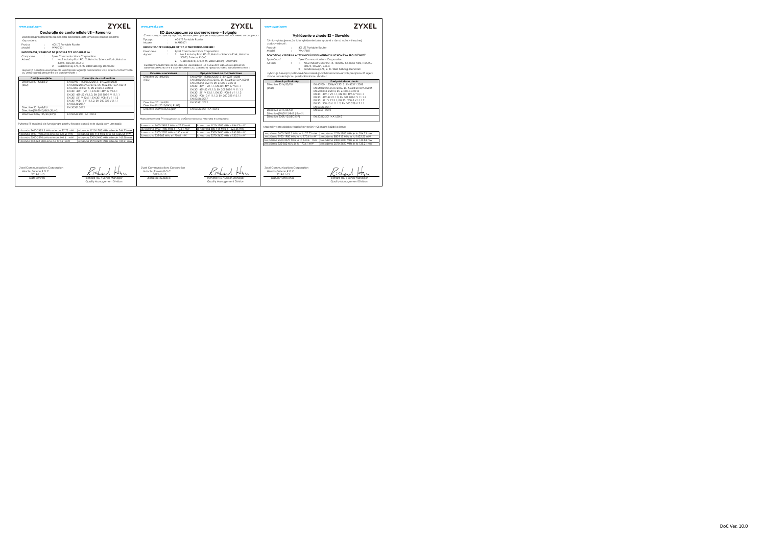www.zyxel.com

ZYXEL

## Declarație de conformitate UE – Romania

Declarăm prin prezenta că această declarație este emisă pe propria noastră răspundere:

Produs : 4G LTE Portable Router
Model : WAH7601

**IMPORTATOR/ FABRICAT DE ȘI DOSAR TCF LOCALIZAT LA :**

Companie : Zyxel Communications Corporation
Adresă : 1. No.2 Industry East RD. IX, Hsinchu Science Park, Hsinchu 30075, Taiwan, R.O.C
2. Gladsaxevej 378, 2. th. 2860 Søborg, Denmark

respectă cerințele esențiale ale următoarei legislații armonizate UE și este în conformitate cu următoarea prezumție de conformitate :

| Cerințe esențiale | Prezumție de conformitate |
|---|---|
| Directive 2014/53/EU (RED) | EN 60950-1:2006/A2:2013 , EN62311:2008<br>EN 55032:2015/AC:2016, EN 55024:2010/A1:2015<br>EN 61000-3-2:2014, EN 61000-3-3:2013<br>EN 301 489-1 V2.1.1, EN 301 489-17 V3.1.1<br>EN 301 489-52 V1.1.0, EN 301 908-1 V 11.1.1<br>EN 301 511 V 12.5.1, EN 301 908-2 V 11.1.2<br>EN 301 908-13 V 11.1.2, EN 300 328 V 2.1.1<br>EN 50566:2017 |
| Directive 2011/65/EU Directive(EU)2015/863 ( RoHS) | EN 50581:2012 |
| Directive 2009/125/EC(ErP) | EN 50563:2011+A1:2013 |

Puterea RF maximă de funcționare pentru fiecare bandă este după cum urmează:

| | |
|---|---|
| n banda 2400-2483.5 MHz este de 27.73 mW | n banda 1710-1785 MHz este de 744.73 mW |
| n banda 1920-1980 MHz este de 170.61 mW | n banda 880-915 MHz este de 1625.55 mW |
| n banda 2500-2570 MHz este de 140.6 mW | n banda 2300-2400 MHz este de 143.88 mW |
| n banda 832-862 MHz este de 170.61 mW | n banda 2570-2620 MHz este de 135.21 mW |

Zyxel Communications Corporation
Hsinchu,Taiwan,R.O.C
2019-11-15
Data emiterii

Richard Hsu / Senior Manager
Quality Management Division

www.zyxel.com

ZYXEL

## ЕО Декларация за съответствие – Bulgaria

С настоящото декларираме, че тази декларация е издадена на собствена отговорност

Продукт : 4G LTE Portable Router
Модел : WAH7601

**ВНОСИТЕЛ/ ПРОИЗВЕДЕН ОТ/ТСГ, С МЕСТОПОЛОЖЕНИЕ :**

Компания : Zyxel Communications Corporation
Адрес : 1. No.2 Industry East RD. IX, Hsinchu Science Park, Hsinchu 30075, Taiwan, R.O.C
2. Gladsaxevej 378, 2. th. 2860 Søborg, Denmark

Съответства на основните изисквания на следното хармонизирано ЕС законодателство и е в съответствие със следната предпоставка за съответствие :

| Основни изисквания | Предпоставка за съответствие |
|---|---|
| Directive 2014/53/EU (RED) | EN 60950-1:2006/A2:2013 , EN62311:2008<br>EN 55032:2015/AC:2016, EN 55024:2010/A1:2015<br>EN 61000-3-2:2014, EN 61000-3-3:2013<br>EN 301 489-1 V2.1.1, EN 301 489-17 V3.1.1<br>EN 301 489-52 V1.1.0, EN 301 908-1 V 11.1.1<br>EN 301 511 V 12.5.1, EN 301 908-2 V 11.1.2<br>EN 301 908-13 V 11.1.2, EN 300 328 V 2.1.1<br>EN 50566:2017 |
| Directive 2011/65/EU Directive(EU)2015/863 ( RoHS) | EN 50581:2012 |
| Directive 2009/125/EC(ErP) | EN 50563:2011+A1:2013 |

Максималната РЧ мощност за работа на всяка честота е следната:

| | |
|---|---|
| за честота 2400-2483.5 MHz е 27.73 mW | за честота 1710-1785 MHz е 744.73 mW |
| за честота 1920-1980 MHz е 170.61 mW | за честота 880-915 MHz е 1625.55 mW |
| за честота 2500-2570 MHz е 140.6 mW | за честота 2300-2400 MHz е 143.88 mW |
| за честота 832-862 MHz е 170.61 mW | за честота 2570-2620 MHz е 135.21 mW |

Zyxel Communications Corporation
Hsinchu,Taiwan,R.O.C
2019-11-15
Дата на издаване

Richard Hsu / Senior Manager
Quality Management Division

www.zyxel.com

ZYXEL

## Vyhlásenie o zhode ES – Slovakia

Týmto vyhlasujeme, že toto vyhlásenie bolo vydané v rámci našej výhradnej zodpovednosti :

Produkt : 4G LTE Portable Router
Model : WAH7601

**DOVOZCA/ VYROBILA A TECHNICKÚ DOKUMENTÁCIU UCHOVÁVA SPOLOČNOSŤ:**

Spoločnosť : Zyxel Communications Corporation
Adresa : 1. No.2 Industry East RD. IX, Hsinchu Science Park, Hsinchu 30075, Taiwan, R.O.C
2. Gladsaxevej 378, 2. th. 2860 Søborg, Denmark

vyhovuje hlavným požiadavkám nasledujúcich harmonizovaných predpisov ES a je v zhode s nasledujúcou predpokladanou zhodou:

| Hlavné požiadavky | Predpokladaná zhoda |
|---|---|
| Directive 2014/53/EU (RED) | EN 60950-1:2006/A2:2013 , EN62311:2008<br>EN 55032:2015/AC:2016, EN 55024:2010/A1:2015<br>EN 61000-3-2:2014, EN 61000-3-3:2013<br>EN 301 489-1 V2.1.1, EN 301 489-17 V3.1.1<br>EN 301 489-52 V1.1.0, EN 301 908-1 V 11.1.1<br>EN 301 511 V 12.5.1, EN 301 908-2 V 11.1.2<br>EN 301 908-13 V 11.1.2, EN 300 328 V 2.1.1<br>EN 50566:2017 |
| Directive 2011/65/EU Directive(EU)2015/863 ( RoHS) | EN 50581:2012 |
| Directive 2009/125/EC(ErP) | EN 50563:2011+A1:2013 |

Maximálny prevádzkový rádiofrekvenčný výkon pre každé pásmo:

| | |
|---|---|
| pre pásmo 2400-2483.5 MHz je to 27.73 mW | pre pásmo 1710-1785 MHz je to 744.73 mW |
| pre pásmo 1920-1980 MHz je to 170.61 mW | pre pásmo 880-915 MHz je to 1625.55 mW |
| pre pásmo 2500-2570 MHz je to 140.6 mW | pre pásmo 2300-2400 MHz je to 143.88 mW |
| pre pásmo 832-862 MHz je to 170.61 mW | pre pásmo 2570-2620 MHz je to 135.21 mW |

Zyxel Communications Corporation
Hsinchu,Taiwan,R.O.C
2019-11-15
Dátum vystavenia

Richard Hsu / Senior Manager
Quality Management Division

DoC Ver. 10.0